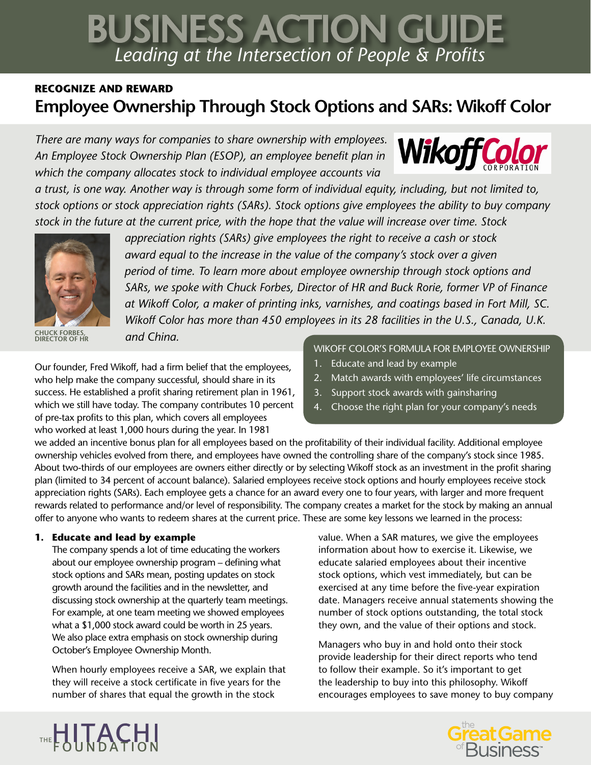# BUSINESS ACTION GUIDE

*Leading at the Intersection of People & Profits*

**RECOGNIZE AND REWARD**

## Employee Ownership Through Stock Options and SARs: Wikoff Color

*There are many ways for companies to share ownership with employees. An Employee Stock Ownership Plan (ESOP), an employee benefit plan in which the company allocates stock to individual employee accounts via a trust, is one way. Another way is through some form of individual equity, including, but not limited to, stock options or stock appreciation rights (SARs). Stock options give employees the ability to buy company stock in the future at the current price, with the hope that the value will increase over time. Stock appreciation rights (SARs) give employees the right to receive a cash or stock award equal to the increase in the value of the company's stock over a given period of time. To learn more about employee ownership through stock options and SARs, we spoke with Chuck Forbes, Director of HR and Buck Rorie, former VP of Finance at Wikoff Color, a maker of printing inks, varnishes, and coatings based in Fort Mill, SC. Wikoff Color has more than 450 employees in its 28 facilities in the U.S., Canada, U.K. and China.*

CHUCK FORBES, DIRECTOR OF HR

**WIKOFF COLOR'S FORMULA FOR EMPLOYEE OWNERSHIP**

1. Educate and lead by example
2. Match awards with employees' life circumstances
3. Support stock awards with gainsharing
4. Choose the right plan for your company's needs

Our founder, Fred Wikoff, had a firm belief that the employees, who help make the company successful, should share in its success. He established a profit sharing retirement plan in 1961, which we still have today. The company contributes 10 percent of pre-tax profits to this plan, which covers all employees who worked at least 1,000 hours during the year. In 1981 we added an incentive bonus plan for all employees based on the profitability of their individual facility. Additional employee ownership vehicles evolved from there, and employees have owned the controlling share of the company's stock since 1985. About two-thirds of our employees are owners either directly or by selecting Wikoff stock as an investment in the profit sharing plan (limited to 34 percent of account balance). Salaried employees receive stock options and hourly employees receive stock appreciation rights (SARs). Each employee gets a chance for an award every one to four years, with larger and more frequent rewards related to performance and/or level of responsibility. The company creates a market for the stock by making an annual offer to anyone who wants to redeem shares at the current price. These are some key lessons we learned in the process:

### 1. Educate and lead by example

The company spends a lot of time educating the workers about our employee ownership program – defining what stock options and SARs mean, posting updates on stock growth around the facilities and in the newsletter, and discussing stock ownership at the quarterly team meetings. For example, at one team meeting we showed employees what a $1,000 stock award could be worth in 25 years. We also place extra emphasis on stock ownership during October's Employee Ownership Month.

When hourly employees receive a SAR, we explain that they will receive a stock certificate in five years for the number of shares that equal the growth in the stock value. When a SAR matures, we give the employees information about how to exercise it. Likewise, we educate salaried employees about their incentive stock options, which vest immediately, but can be exercised at any time before the five-year expiration date. Managers receive annual statements showing the number of stock options outstanding, the total stock they own, and the value of their options and stock.

Managers who buy in and hold onto their stock provide leadership for their direct reports who tend to follow their example. So it's important to get the leadership to buy into this philosophy. Wikoff encourages employees to save money to buy company

THE HITACHI FOUNDATION

the Great Game of Business™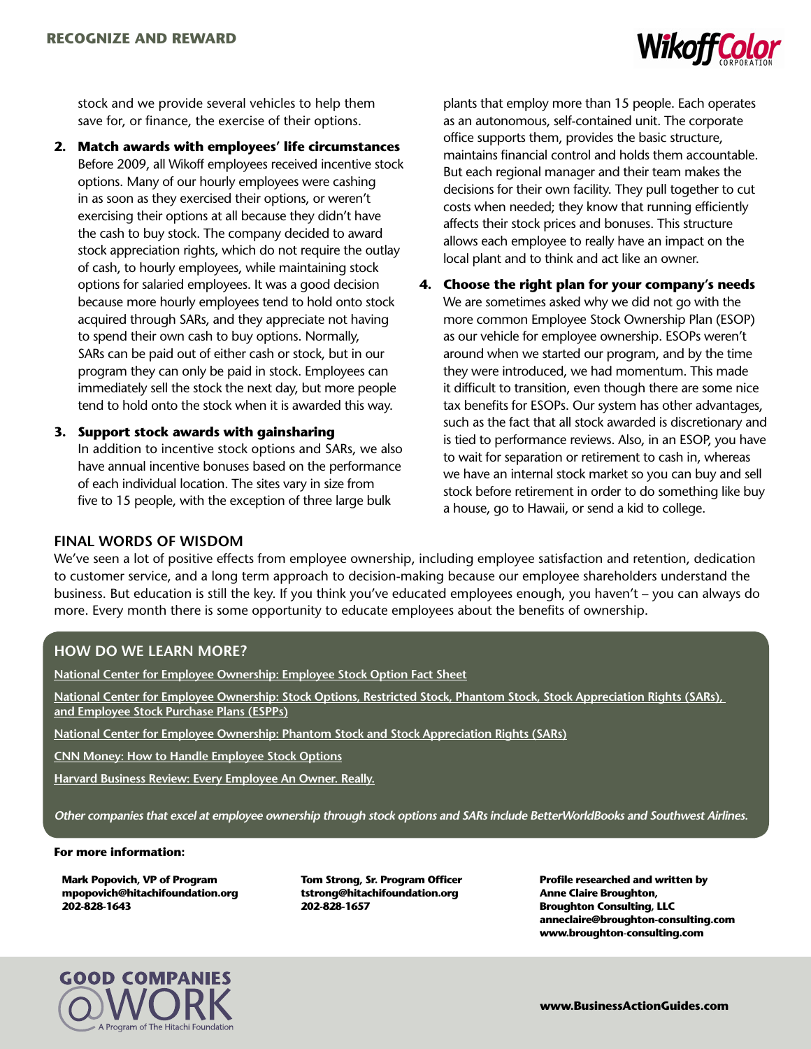stock and we provide several vehicles to help them save for, or finance, the exercise of their options.

2. **Match awards with employees' life circumstances**
   Before 2009, all Wikoff employees received incentive stock options. Many of our hourly employees were cashing in as soon as they exercised their options, or weren't exercising their options at all because they didn't have the cash to buy stock. The company decided to award stock appreciation rights, which do not require the outlay of cash, to hourly employees, while maintaining stock options for salaried employees. It was a good decision because more hourly employees tend to hold onto stock acquired through SARs, and they appreciate not having to spend their own cash to buy options. Normally, SARs can be paid out of either cash or stock, but in our program they can only be paid in stock. Employees can immediately sell the stock the next day, but more people tend to hold onto the stock when it is awarded this way.

3. **Support stock awards with gainsharing**
   In addition to incentive stock options and SARs, we also have annual incentive bonuses based on the performance of each individual location. The sites vary in size from five to 15 people, with the exception of three large bulk plants that employ more than 15 people. Each operates as an autonomous, self-contained unit. The corporate office supports them, provides the basic structure, maintains financial control and holds them accountable. But each regional manager and their team makes the decisions for their own facility. They pull together to cut costs when needed; they know that running efficiently affects their stock prices and bonuses. This structure allows each employee to really have an impact on the local plant and to think and act like an owner.

4. **Choose the right plan for your company's needs**
   We are sometimes asked why we did not go with the more common Employee Stock Ownership Plan (ESOP) as our vehicle for employee ownership. ESOPs weren't around when we started our program, and by the time they were introduced, we had momentum. This made it difficult to transition, even though there are some nice tax benefits for ESOPs. Our system has other advantages, such as the fact that all stock awarded is discretionary and is tied to performance reviews. Also, in an ESOP, you have to wait for separation or retirement to cash in, whereas we have an internal stock market so you can buy and sell stock before retirement in order to do something like buy a house, go to Hawaii, or send a kid to college.

## FINAL WORDS OF WISDOM

We've seen a lot of positive effects from employee ownership, including employee satisfaction and retention, dedication to customer service, and a long term approach to decision-making because our employee shareholders understand the business. But education is still the key. If you think you've educated employees enough, you haven't – you can always do more. Every month there is some opportunity to educate employees about the benefits of ownership.

## HOW DO WE LEARN MORE?

National Center for Employee Ownership: Employee Stock Option Fact Sheet

National Center for Employee Ownership: Stock Options, Restricted Stock, Phantom Stock, Stock Appreciation Rights (SARs), and Employee Stock Purchase Plans (ESPPs)

National Center for Employee Ownership: Phantom Stock and Stock Appreciation Rights (SARs)

CNN Money: How to Handle Employee Stock Options

Harvard Business Review: Every Employee An Owner. Really.

*Other companies that excel at employee ownership through stock options and SARs include BetterWorldBooks and Southwest Airlines.*

**For more information:**

**Mark Popovich, VP of Program**
**mpopovich@hitachifoundation.org**
**202-828-1643**

**Tom Strong, Sr. Program Officer**
**tstrong@hitachifoundation.org**
**202-828-1657**

**Profile researched and written by**
**Anne Claire Broughton,**
**Broughton Consulting, LLC**
**anneclaire@broughton-consulting.com**
**www.broughton-consulting.com**

GOOD COMPANIES @WORK
A Program of The Hitachi Foundation

**www.BusinessActionGuides.com**